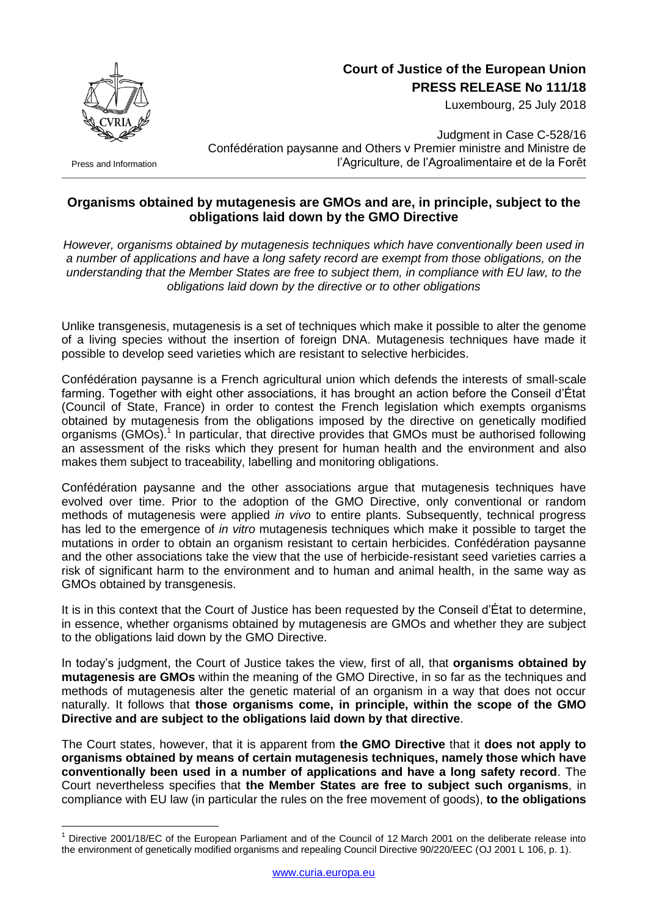# Court of Justice of the European Union

## PRESS RELEASE No 111/18

Luxembourg, 25 July 2018

Press and Information

Judgment in Case C-528/16
Confédération paysanne and Others v Premier ministre and Ministre de l'Agriculture, de l'Agroalimentaire et de la Forêt

## Organisms obtained by mutagenesis are GMOs and are, in principle, subject to the obligations laid down by the GMO Directive

*However, organisms obtained by mutagenesis techniques which have conventionally been used in a number of applications and have a long safety record are exempt from those obligations, on the understanding that the Member States are free to subject them, in compliance with EU law, to the obligations laid down by the directive or to other obligations*

Unlike transgenesis, mutagenesis is a set of techniques which make it possible to alter the genome of a living species without the insertion of foreign DNA. Mutagenesis techniques have made it possible to develop seed varieties which are resistant to selective herbicides.

Confédération paysanne is a French agricultural union which defends the interests of small-scale farming. Together with eight other associations, it has brought an action before the Conseil d'État (Council of State, France) in order to contest the French legislation which exempts organisms obtained by mutagenesis from the obligations imposed by the directive on genetically modified organisms (GMOs).[1] In particular, that directive provides that GMOs must be authorised following an assessment of the risks which they present for human health and the environment and also makes them subject to traceability, labelling and monitoring obligations.

Confédération paysanne and the other associations argue that mutagenesis techniques have evolved over time. Prior to the adoption of the GMO Directive, only conventional or random methods of mutagenesis were applied *in vivo* to entire plants. Subsequently, technical progress has led to the emergence of *in vitro* mutagenesis techniques which make it possible to target the mutations in order to obtain an organism resistant to certain herbicides. Confédération paysanne and the other associations take the view that the use of herbicide-resistant seed varieties carries a risk of significant harm to the environment and to human and animal health, in the same way as GMOs obtained by transgenesis.

It is in this context that the Court of Justice has been requested by the Conseil d'État to determine, in essence, whether organisms obtained by mutagenesis are GMOs and whether they are subject to the obligations laid down by the GMO Directive.

In today's judgment, the Court of Justice takes the view, first of all, that **organisms obtained by mutagenesis are GMOs** within the meaning of the GMO Directive, in so far as the techniques and methods of mutagenesis alter the genetic material of an organism in a way that does not occur naturally. It follows that **those organisms come, in principle, within the scope of the GMO Directive and are subject to the obligations laid down by that directive**.

The Court states, however, that it is apparent from **the GMO Directive** that it **does not apply to organisms obtained by means of certain mutagenesis techniques, namely those which have conventionally been used in a number of applications and have a long safety record**. The Court nevertheless specifies that **the Member States are free to subject such organisms**, in compliance with EU law (in particular the rules on the free movement of goods), **to the obligations**

[1] Directive 2001/18/EC of the European Parliament and of the Council of 12 March 2001 on the deliberate release into the environment of genetically modified organisms and repealing Council Directive 90/220/EEC (OJ 2001 L 106, p. 1).

www.curia.europa.eu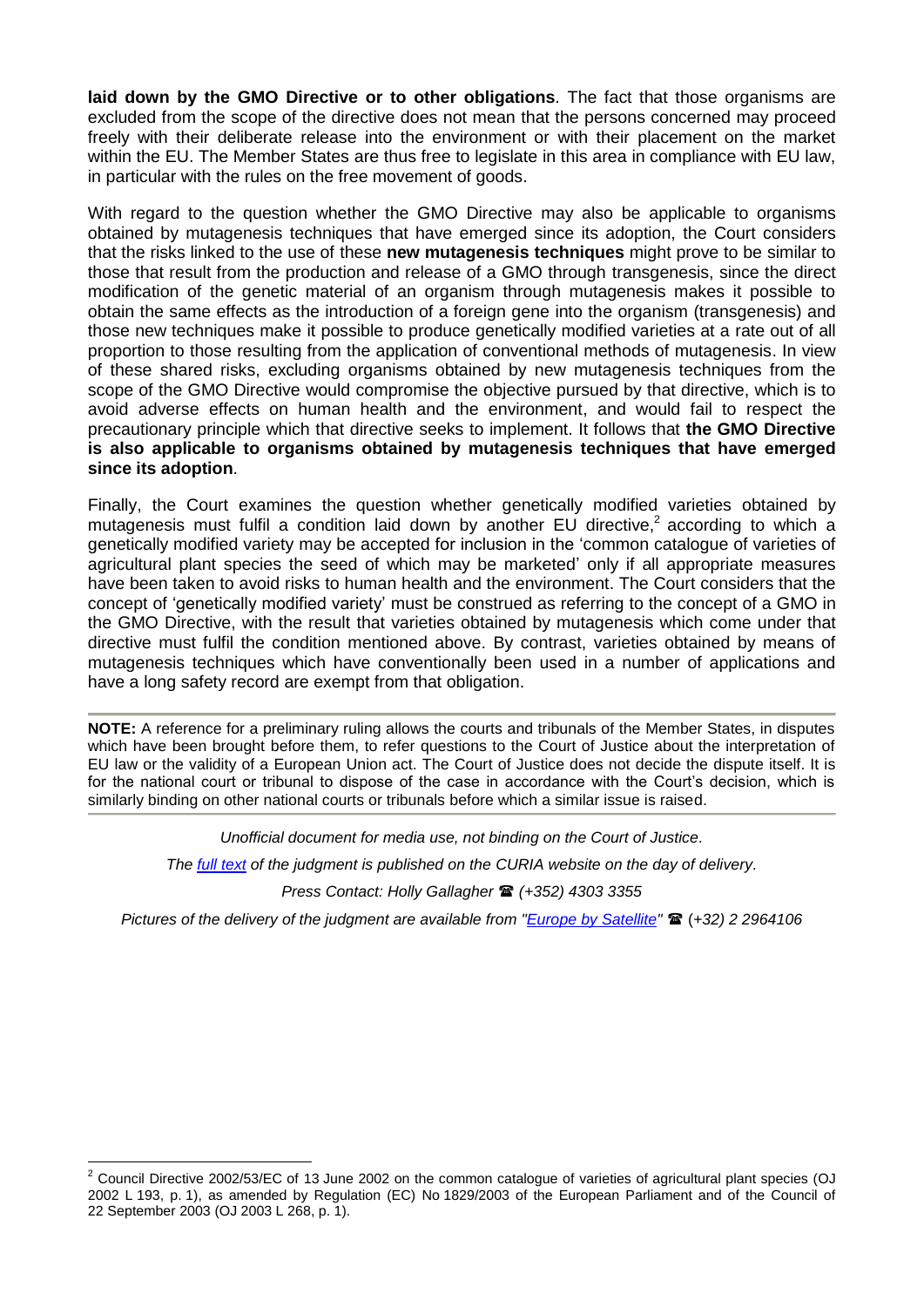**laid down by the GMO Directive or to other obligations**. The fact that those organisms are excluded from the scope of the directive does not mean that the persons concerned may proceed freely with their deliberate release into the environment or with their placement on the market within the EU. The Member States are thus free to legislate in this area in compliance with EU law, in particular with the rules on the free movement of goods.

With regard to the question whether the GMO Directive may also be applicable to organisms obtained by mutagenesis techniques that have emerged since its adoption, the Court considers that the risks linked to the use of these **new mutagenesis techniques** might prove to be similar to those that result from the production and release of a GMO through transgenesis, since the direct modification of the genetic material of an organism through mutagenesis makes it possible to obtain the same effects as the introduction of a foreign gene into the organism (transgenesis) and those new techniques make it possible to produce genetically modified varieties at a rate out of all proportion to those resulting from the application of conventional methods of mutagenesis. In view of these shared risks, excluding organisms obtained by new mutagenesis techniques from the scope of the GMO Directive would compromise the objective pursued by that directive, which is to avoid adverse effects on human health and the environment, and would fail to respect the precautionary principle which that directive seeks to implement. It follows that **the GMO Directive is also applicable to organisms obtained by mutagenesis techniques that have emerged since its adoption**.

Finally, the Court examines the question whether genetically modified varieties obtained by mutagenesis must fulfil a condition laid down by another EU directive,[2] according to which a genetically modified variety may be accepted for inclusion in the 'common catalogue of varieties of agricultural plant species the seed of which may be marketed' only if all appropriate measures have been taken to avoid risks to human health and the environment. The Court considers that the concept of 'genetically modified variety' must be construed as referring to the concept of a GMO in the GMO Directive, with the result that varieties obtained by mutagenesis which come under that directive must fulfil the condition mentioned above. By contrast, varieties obtained by means of mutagenesis techniques which have conventionally been used in a number of applications and have a long safety record are exempt from that obligation.

---

**NOTE:** A reference for a preliminary ruling allows the courts and tribunals of the Member States, in disputes which have been brought before them, to refer questions to the Court of Justice about the interpretation of EU law or the validity of a European Union act. The Court of Justice does not decide the dispute itself. It is for the national court or tribunal to dispose of the case in accordance with the Court's decision, which is similarly binding on other national courts or tribunals before which a similar issue is raised.

---

*Unofficial document for media use, not binding on the Court of Justice.*

*The full text of the judgment is published on the CURIA website on the day of delivery.*

*Press Contact: Holly Gallagher ☎ (+352) 4303 3355*

*Pictures of the delivery of the judgment are available from "Europe by Satellite" ☎ (+32) 2 2964106*

---

[2] Council Directive 2002/53/EC of 13 June 2002 on the common catalogue of varieties of agricultural plant species (OJ 2002 L 193, p. 1), as amended by Regulation (EC) No 1829/2003 of the European Parliament and of the Council of 22 September 2003 (OJ 2003 L 268, p. 1).